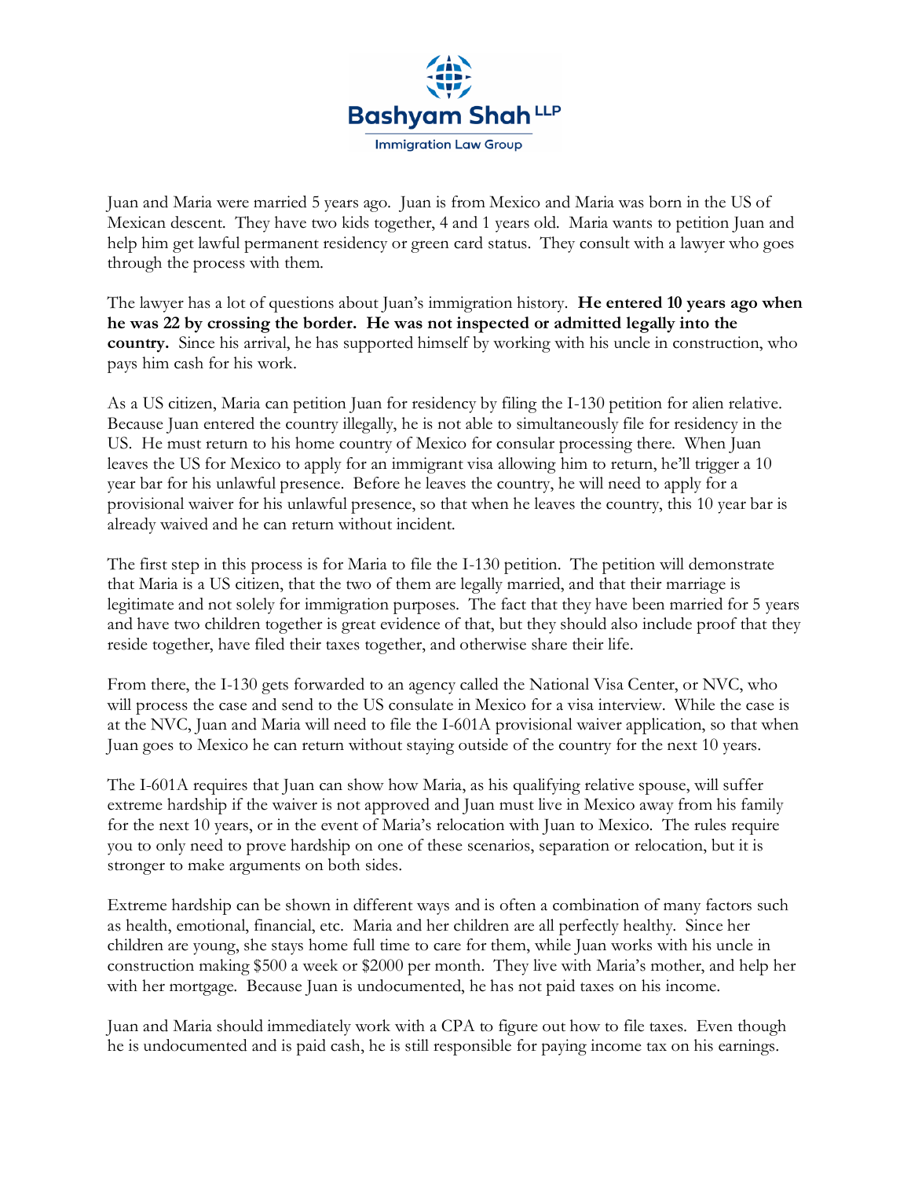Bashyam Shah LLP

Immigration Law Group

Juan and Maria were married 5 years ago. Juan is from Mexico and Maria was born in the US of Mexican descent. They have two kids together, 4 and 1 years old. Maria wants to petition Juan and help him get lawful permanent residency or green card status. They consult with a lawyer who goes through the process with them.

The lawyer has a lot of questions about Juan's immigration history. **He entered 10 years ago when he was 22 by crossing the border. He was not inspected or admitted legally into the country.** Since his arrival, he has supported himself by working with his uncle in construction, who pays him cash for his work.

As a US citizen, Maria can petition Juan for residency by filing the I-130 petition for alien relative. Because Juan entered the country illegally, he is not able to simultaneously file for residency in the US. He must return to his home country of Mexico for consular processing there. When Juan leaves the US for Mexico to apply for an immigrant visa allowing him to return, he'll trigger a 10 year bar for his unlawful presence. Before he leaves the country, he will need to apply for a provisional waiver for his unlawful presence, so that when he leaves the country, this 10 year bar is already waived and he can return without incident.

The first step in this process is for Maria to file the I-130 petition. The petition will demonstrate that Maria is a US citizen, that the two of them are legally married, and that their marriage is legitimate and not solely for immigration purposes. The fact that they have been married for 5 years and have two children together is great evidence of that, but they should also include proof that they reside together, have filed their taxes together, and otherwise share their life.

From there, the I-130 gets forwarded to an agency called the National Visa Center, or NVC, who will process the case and send to the US consulate in Mexico for a visa interview. While the case is at the NVC, Juan and Maria will need to file the I-601A provisional waiver application, so that when Juan goes to Mexico he can return without staying outside of the country for the next 10 years.

The I-601A requires that Juan can show how Maria, as his qualifying relative spouse, will suffer extreme hardship if the waiver is not approved and Juan must live in Mexico away from his family for the next 10 years, or in the event of Maria's relocation with Juan to Mexico. The rules require you to only need to prove hardship on one of these scenarios, separation or relocation, but it is stronger to make arguments on both sides.

Extreme hardship can be shown in different ways and is often a combination of many factors such as health, emotional, financial, etc. Maria and her children are all perfectly healthy. Since her children are young, she stays home full time to care for them, while Juan works with his uncle in construction making $500 a week or $2000 per month. They live with Maria's mother, and help her with her mortgage. Because Juan is undocumented, he has not paid taxes on his income.

Juan and Maria should immediately work with a CPA to figure out how to file taxes. Even though he is undocumented and is paid cash, he is still responsible for paying income tax on his earnings.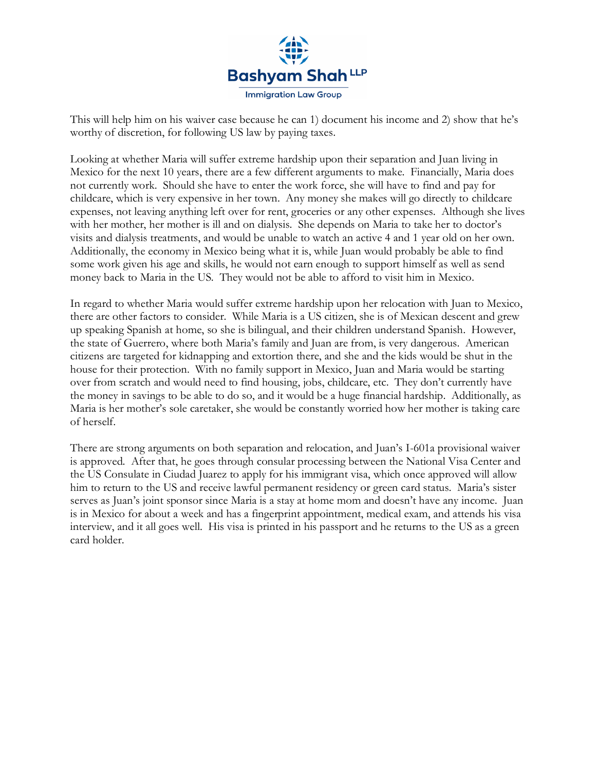This will help him on his waiver case because he can 1) document his income and 2) show that he's worthy of discretion, for following US law by paying taxes.

Looking at whether Maria will suffer extreme hardship upon their separation and Juan living in Mexico for the next 10 years, there are a few different arguments to make. Financially, Maria does not currently work. Should she have to enter the work force, she will have to find and pay for childcare, which is very expensive in her town. Any money she makes will go directly to childcare expenses, not leaving anything left over for rent, groceries or any other expenses. Although she lives with her mother, her mother is ill and on dialysis. She depends on Maria to take her to doctor's visits and dialysis treatments, and would be unable to watch an active 4 and 1 year old on her own. Additionally, the economy in Mexico being what it is, while Juan would probably be able to find some work given his age and skills, he would not earn enough to support himself as well as send money back to Maria in the US. They would not be able to afford to visit him in Mexico.

In regard to whether Maria would suffer extreme hardship upon her relocation with Juan to Mexico, there are other factors to consider. While Maria is a US citizen, she is of Mexican descent and grew up speaking Spanish at home, so she is bilingual, and their children understand Spanish. However, the state of Guerrero, where both Maria's family and Juan are from, is very dangerous. American citizens are targeted for kidnapping and extortion there, and she and the kids would be shut in the house for their protection. With no family support in Mexico, Juan and Maria would be starting over from scratch and would need to find housing, jobs, childcare, etc. They don't currently have the money in savings to be able to do so, and it would be a huge financial hardship. Additionally, as Maria is her mother's sole caretaker, she would be constantly worried how her mother is taking care of herself.

There are strong arguments on both separation and relocation, and Juan's I-601a provisional waiver is approved. After that, he goes through consular processing between the National Visa Center and the US Consulate in Ciudad Juarez to apply for his immigrant visa, which once approved will allow him to return to the US and receive lawful permanent residency or green card status. Maria's sister serves as Juan's joint sponsor since Maria is a stay at home mom and doesn't have any income. Juan is in Mexico for about a week and has a fingerprint appointment, medical exam, and attends his visa interview, and it all goes well. His visa is printed in his passport and he returns to the US as a green card holder.